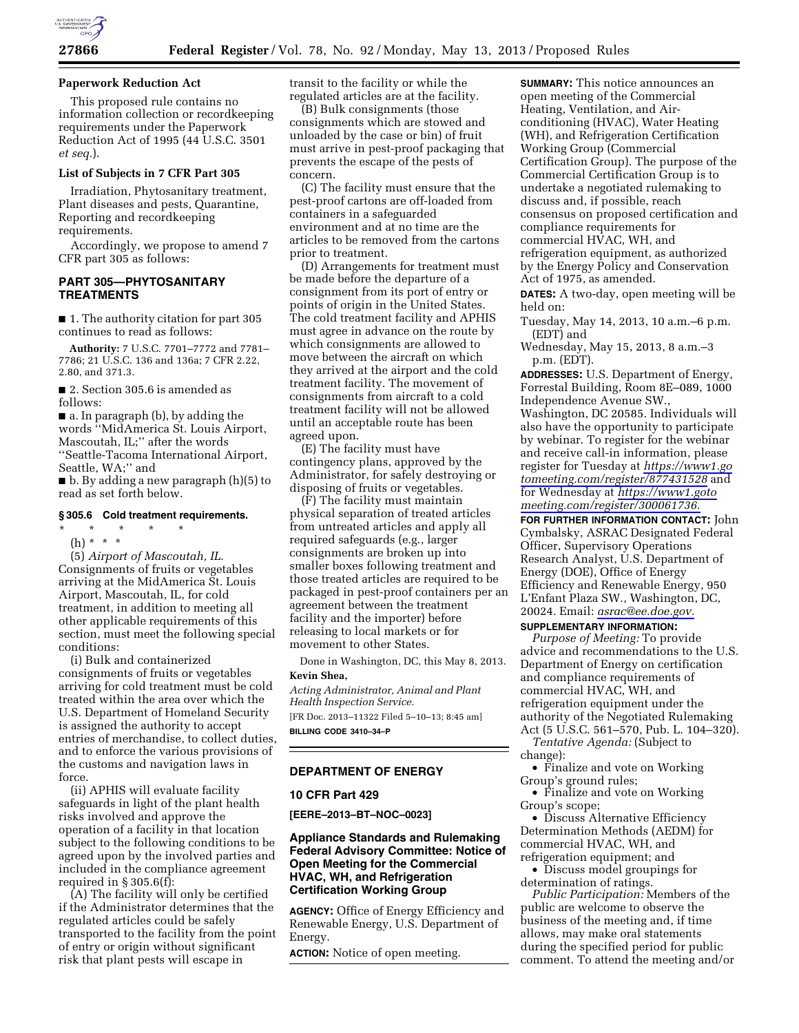### Paperwork Reduction Act

This proposed rule contains no information collection or recordkeeping requirements under the Paperwork Reduction Act of 1995 (44 U.S.C. 3501 *et seq.*).

### List of Subjects in 7 CFR Part 305

Irradiation, Phytosanitary treatment, Plant diseases and pests, Quarantine, Reporting and recordkeeping requirements.

Accordingly, we propose to amend 7 CFR part 305 as follows:

## PART 305—PHYTOSANITARY TREATMENTS

■ 1. The authority citation for part 305 continues to read as follows:

**Authority:** 7 U.S.C. 7701–7772 and 7781–7786; 21 U.S.C. 136 and 136a; 7 CFR 2.22, 2.80, and 371.3.

■ 2. Section 305.6 is amended as follows:

■ a. In paragraph (b), by adding the words ''MidAmerica St. Louis Airport, Mascoutah, IL;'' after the words ''Seattle-Tacoma International Airport, Seattle, WA;'' and

■ b. By adding a new paragraph (h)(5) to read as set forth below.

### § 305.6 Cold treatment requirements.

\* \* \* \* \*

(h) \* \* \*

(5) *Airport of Mascoutah, IL.* Consignments of fruits or vegetables arriving at the MidAmerica St. Louis Airport, Mascoutah, IL, for cold treatment, in addition to meeting all other applicable requirements of this section, must meet the following special conditions:

(i) Bulk and containerized consignments of fruits or vegetables arriving for cold treatment must be cold treated within the area over which the U.S. Department of Homeland Security is assigned the authority to accept entries of merchandise, to collect duties, and to enforce the various provisions of the customs and navigation laws in force.

(ii) APHIS will evaluate facility safeguards in light of the plant health risks involved and approve the operation of a facility in that location subject to the following conditions to be agreed upon by the involved parties and included in the compliance agreement required in § 305.6(f):

(A) The facility will only be certified if the Administrator determines that the regulated articles could be safely transported to the facility from the point of entry or origin without significant risk that plant pests will escape in transit to the facility or while the regulated articles are at the facility.

(B) Bulk consignments (those consignments which are stowed and unloaded by the case or bin) of fruit must arrive in pest-proof packaging that prevents the escape of the pests of concern.

(C) The facility must ensure that the pest-proof cartons are off-loaded from containers in a safeguarded environment and at no time are the articles to be removed from the cartons prior to treatment.

(D) Arrangements for treatment must be made before the departure of a consignment from its port of entry or points of origin in the United States. The cold treatment facility and APHIS must agree in advance on the route by which consignments are allowed to move between the aircraft on which they arrived at the airport and the cold treatment facility. The movement of consignments from aircraft to a cold treatment facility will not be allowed until an acceptable route has been agreed upon.

(E) The facility must have contingency plans, approved by the Administrator, for safely destroying or disposing of fruits or vegetables.

(F) The facility must maintain physical separation of treated articles from untreated articles and apply all required safeguards (e.g., larger consignments are broken up into smaller boxes following treatment and those treated articles are required to be packaged in pest-proof containers per an agreement between the treatment facility and the importer) before releasing to local markets or for movement to other States.

Done in Washington, DC, this May 8, 2013.

**Kevin Shea,**

*Acting Administrator, Animal and Plant Health Inspection Service.*

[FR Doc. 2013–11322 Filed 5–10–13; 8:45 am]

**BILLING CODE 3410–34–P**

---

## DEPARTMENT OF ENERGY

### 10 CFR Part 429

**[EERE–2013–BT–NOC–0023]**

### Appliance Standards and Rulemaking Federal Advisory Committee: Notice of Open Meeting for the Commercial HVAC, WH, and Refrigeration Certification Working Group

**AGENCY:** Office of Energy Efficiency and Renewable Energy, U.S. Department of Energy.

**ACTION:** Notice of open meeting.

**SUMMARY:** This notice announces an open meeting of the Commercial Heating, Ventilation, and Air-conditioning (HVAC), Water Heating (WH), and Refrigeration Certification Working Group (Commercial Certification Group). The purpose of the Commercial Certification Group is to undertake a negotiated rulemaking to discuss and, if possible, reach consensus on proposed certification and compliance requirements for commercial HVAC, WH, and refrigeration equipment, as authorized by the Energy Policy and Conservation Act of 1975, as amended.

**DATES:** A two-day, open meeting will be held on:

Tuesday, May 14, 2013, 10 a.m.–6 p.m. (EDT) and

Wednesday, May 15, 2013, 8 a.m.–3 p.m. (EDT).

**ADDRESSES:** U.S. Department of Energy, Forrestal Building, Room 8E–089, 1000 Independence Avenue SW., Washington, DC 20585. Individuals will also have the opportunity to participate by webinar. To register for the webinar and receive call-in information, please register for Tuesday at *https://www1.gotomeeting.com/register/877431528* and for Wednesday at *https://www1.gotomeeting.com/register/300061736.*

**FOR FURTHER INFORMATION CONTACT:** John Cymbalsky, ASRAC Designated Federal Officer, Supervisory Operations Research Analyst, U.S. Department of Energy (DOE), Office of Energy Efficiency and Renewable Energy, 950 L'Enfant Plaza SW., Washington, DC, 20024. Email: *asrac@ee.doe.gov.*

**SUPPLEMENTARY INFORMATION:**

*Purpose of Meeting:* To provide advice and recommendations to the U.S. Department of Energy on certification and compliance requirements of commercial HVAC, WH, and refrigeration equipment under the authority of the Negotiated Rulemaking Act (5 U.S.C. 561–570, Pub. L. 104–320).

*Tentative Agenda:* (Subject to change):

- Finalize and vote on Working Group's ground rules;
- Finalize and vote on Working Group's scope;
- Discuss Alternative Efficiency Determination Methods (AEDM) for commercial HVAC, WH, and refrigeration equipment; and
- Discuss model groupings for determination of ratings.

*Public Participation:* Members of the public are welcome to observe the business of the meeting and, if time allows, may make oral statements during the specified period for public comment. To attend the meeting and/or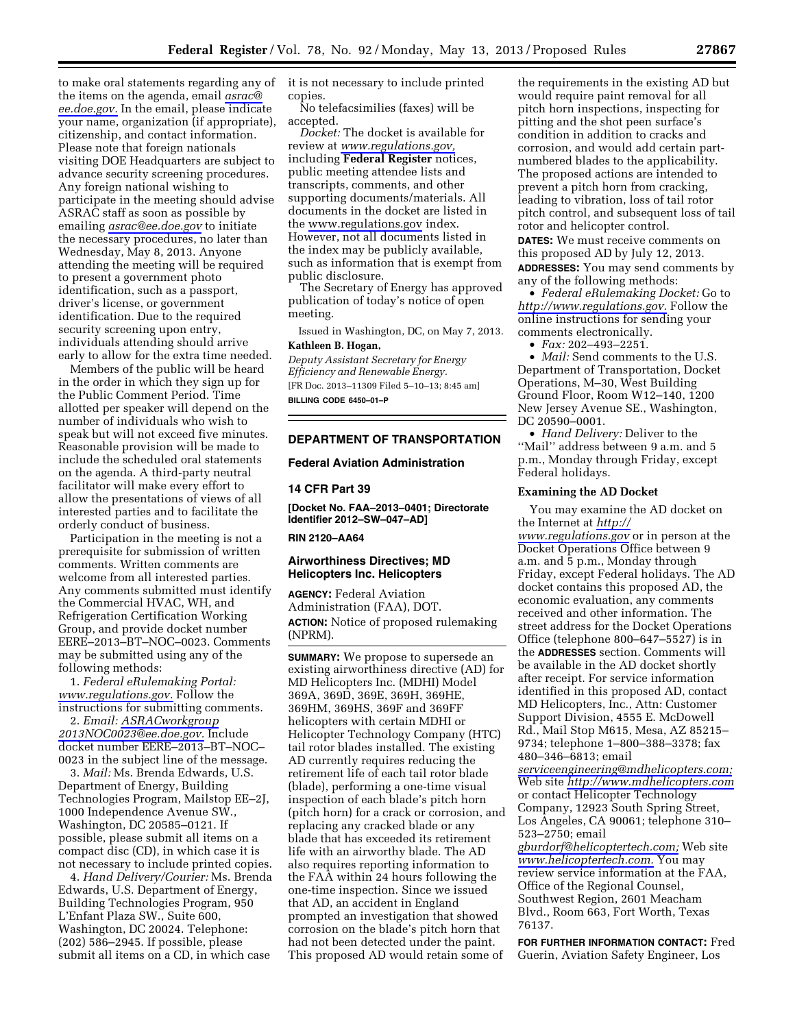to make oral statements regarding any of the items on the agenda, email *asrac@ee.doe.gov.* In the email, please indicate your name, organization (if appropriate), citizenship, and contact information. Please note that foreign nationals visiting DOE Headquarters are subject to advance security screening procedures. Any foreign national wishing to participate in the meeting should advise ASRAC staff as soon as possible by emailing *asrac@ee.doe.gov* to initiate the necessary procedures, no later than Wednesday, May 8, 2013. Anyone attending the meeting will be required to present a government photo identification, such as a passport, driver's license, or government identification. Due to the required security screening upon entry, individuals attending should arrive early to allow for the extra time needed.

Members of the public will be heard in the order in which they sign up for the Public Comment Period. Time allotted per speaker will depend on the number of individuals who wish to speak but will not exceed five minutes. Reasonable provision will be made to include the scheduled oral statements on the agenda. A third-party neutral facilitator will make every effort to allow the presentations of views of all interested parties and to facilitate the orderly conduct of business.

Participation in the meeting is not a prerequisite for submission of written comments. Written comments are welcome from all interested parties. Any comments submitted must identify the Commercial HVAC, WH, and Refrigeration Certification Working Group, and provide docket number EERE–2013–BT–NOC–0023. Comments may be submitted using any of the following methods:

1. *Federal eRulemaking Portal: www.regulations.gov.* Follow the instructions for submitting comments.

2. *Email: ASRACworkgroup 2013NOC0023@ee.doe.gov.* Include docket number EERE–2013–BT–NOC–0023 in the subject line of the message.

3. *Mail:* Ms. Brenda Edwards, U.S. Department of Energy, Building Technologies Program, Mailstop EE–2J, 1000 Independence Avenue SW., Washington, DC 20585–0121. If possible, please submit all items on a compact disc (CD), in which case it is not necessary to include printed copies.

4. *Hand Delivery/Courier:* Ms. Brenda Edwards, U.S. Department of Energy, Building Technologies Program, 950 L'Enfant Plaza SW., Suite 600, Washington, DC 20024. Telephone: (202) 586–2945. If possible, please submit all items on a CD, in which case it is not necessary to include printed copies.

No telefacsimilies (faxes) will be accepted.

*Docket:* The docket is available for review at *www.regulations.gov,* including **Federal Register** notices, public meeting attendee lists and transcripts, comments, and other supporting documents/materials. All documents in the docket are listed in the www.regulations.gov index. However, not all documents listed in the index may be publicly available, such as information that is exempt from public disclosure.

The Secretary of Energy has approved publication of today's notice of open meeting.

Issued in Washington, DC, on May 7, 2013.

**Kathleen B. Hogan,**

*Deputy Assistant Secretary for Energy Efficiency and Renewable Energy.*

[FR Doc. 2013–11309 Filed 5–10–13; 8:45 am]

**BILLING CODE 6450–01–P**

## DEPARTMENT OF TRANSPORTATION

### Federal Aviation Administration

### 14 CFR Part 39

**[Docket No. FAA–2013–0401; Directorate Identifier 2012–SW–047–AD]**

**RIN 2120–AA64**

### Airworthiness Directives; MD Helicopters Inc. Helicopters

**AGENCY:** Federal Aviation Administration (FAA), DOT.

**ACTION:** Notice of proposed rulemaking (NPRM).

**SUMMARY:** We propose to supersede an existing airworthiness directive (AD) for MD Helicopters Inc. (MDHI) Model 369A, 369D, 369E, 369H, 369HE, 369HM, 369HS, 369F and 369FF helicopters with certain MDHI or Helicopter Technology Company (HTC) tail rotor blades installed. The existing AD currently requires reducing the retirement life of each tail rotor blade (blade), performing a one-time visual inspection of each blade's pitch horn (pitch horn) for a crack or corrosion, and replacing any cracked blade or any blade that has exceeded its retirement life with an airworthy blade. The AD also requires reporting information to the FAA within 24 hours following the one-time inspection. Since we issued that AD, an accident in England prompted an investigation that showed corrosion on the blade's pitch horn that had not been detected under the paint. This proposed AD would retain some of the requirements in the existing AD but would require paint removal for all pitch horn inspections, inspecting for pitting and the shot peen surface's condition in addition to cracks and corrosion, and would add certain part-numbered blades to the applicability. The proposed actions are intended to prevent a pitch horn from cracking, leading to vibration, loss of tail rotor pitch control, and subsequent loss of tail rotor and helicopter control.

**DATES:** We must receive comments on this proposed AD by July 12, 2013.

**ADDRESSES:** You may send comments by any of the following methods:

- *Federal eRulemaking Docket:* Go to *http://www.regulations.gov.* Follow the online instructions for sending your comments electronically.
- *Fax:* 202–493–2251.
- *Mail:* Send comments to the U.S. Department of Transportation, Docket Operations, M–30, West Building Ground Floor, Room W12–140, 1200 New Jersey Avenue SE., Washington, DC 20590–0001.
- *Hand Delivery:* Deliver to the "Mail" address between 9 a.m. and 5 p.m., Monday through Friday, except Federal holidays.

#### Examining the AD Docket

You may examine the AD docket on the Internet at *http://www.regulations.gov* or in person at the Docket Operations Office between 9 a.m. and 5 p.m., Monday through Friday, except Federal holidays. The AD docket contains this proposed AD, the economic evaluation, any comments received and other information. The street address for the Docket Operations Office (telephone 800–647–5527) is in the **ADDRESSES** section. Comments will be available in the AD docket shortly after receipt. For service information identified in this proposed AD, contact MD Helicopters, Inc., Attn: Customer Support Division, 4555 E. McDowell Rd., Mail Stop M615, Mesa, AZ 85215–9734; telephone 1–800–388–3378; fax 480–346–6813; email *serviceengineering@mdhelicopters.com;* Web site *http://www.mdhelicopters.com* or contact Helicopter Technology Company, 12923 South Spring Street, Los Angeles, CA 90061; telephone 310–523–2750; email *gburdorf@helicoptertech.com;* Web site *www.helicoptertech.com.* You may review service information at the FAA, Office of the Regional Counsel, Southwest Region, 2601 Meacham Blvd., Room 663, Fort Worth, Texas 76137.

**FOR FURTHER INFORMATION CONTACT:** Fred Guerin, Aviation Safety Engineer, Los